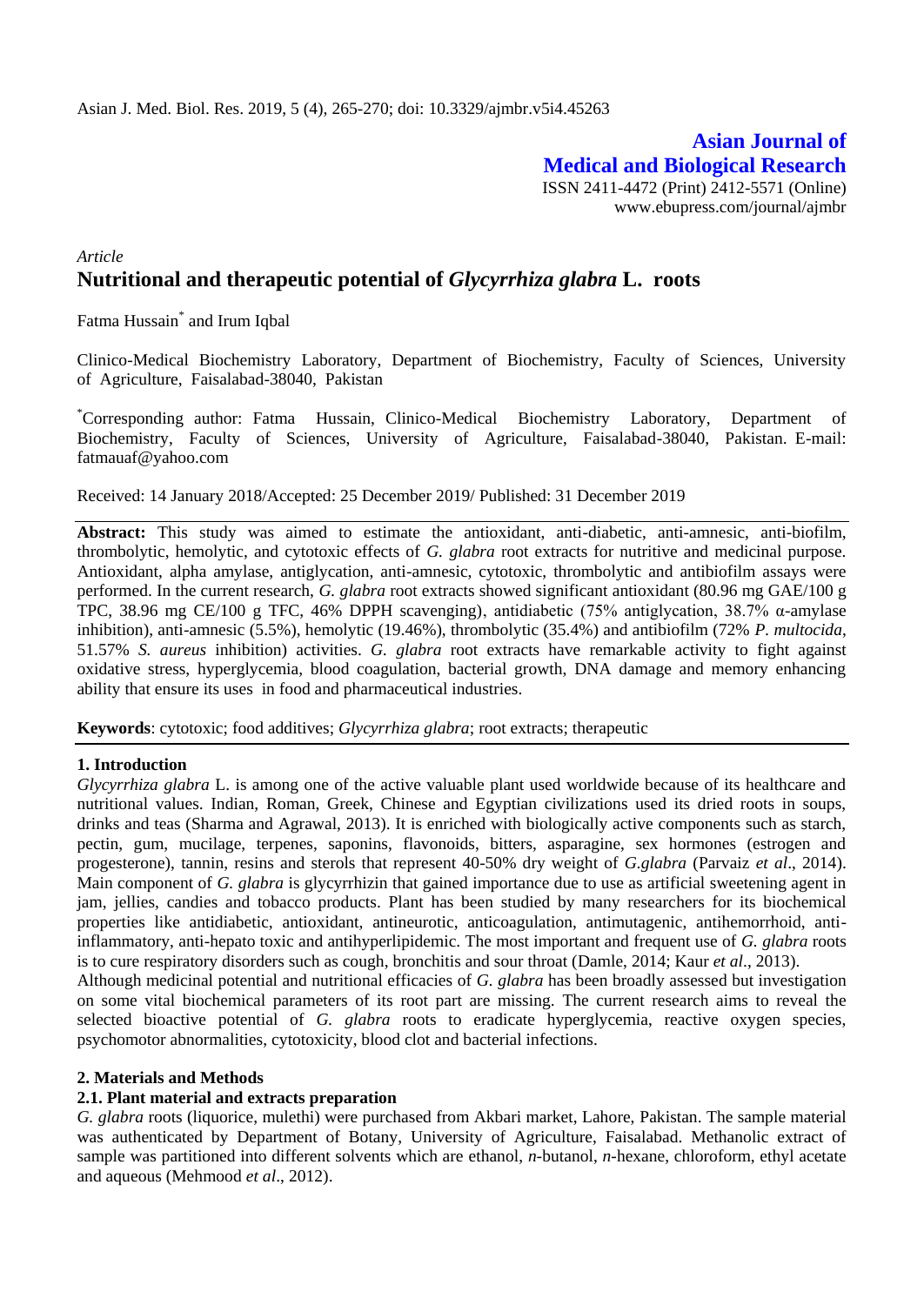Asian J. Med. Biol. Res. 2019, 5 (4), 265-270; doi: 10.3329/ajmbr.v5i4.45263

**Asian Journal of Medical and Biological Research**

ISSN 2411-4472 (Print) 2412-5571 (Online)
www.ebupress.com/journal/ajmbr

*Article*

# Nutritional and therapeutic potential of *Glycyrrhiza glabra* L. roots

Fatma Hussain* and Irum Iqbal

Clinico-Medical Biochemistry Laboratory, Department of Biochemistry, Faculty of Sciences, University of Agriculture, Faisalabad-38040, Pakistan

*Corresponding author: Fatma Hussain, Clinico-Medical Biochemistry Laboratory, Department of Biochemistry, Faculty of Sciences, University of Agriculture, Faisalabad-38040, Pakistan. E-mail: fatmauaf@yahoo.com

Received: 14 January 2018/Accepted: 25 December 2019/ Published: 31 December 2019

**Abstract:** This study was aimed to estimate the antioxidant, anti-diabetic, anti-amnesic, anti-biofilm, thrombolytic, hemolytic, and cytotoxic effects of *G. glabra* root extracts for nutritive and medicinal purpose. Antioxidant, alpha amylase, antiglycation, anti-amnesic, cytotoxic, thrombolytic and antibiofilm assays were performed. In the current research, *G. glabra* root extracts showed significant antioxidant (80.96 mg GAE/100 g TPC, 38.96 mg CE/100 g TFC, 46% DPPH scavenging), antidiabetic (75% antiglycation, 38.7% α-amylase inhibition), anti-amnesic (5.5%), hemolytic (19.46%), thrombolytic (35.4%) and antibiofilm (72% *P. multocida*, 51.57% *S. aureus* inhibition) activities. *G. glabra* root extracts have remarkable activity to fight against oxidative stress, hyperglycemia, blood coagulation, bacterial growth, DNA damage and memory enhancing ability that ensure its uses in food and pharmaceutical industries.

**Keywords**: cytotoxic; food additives; *Glycyrrhiza glabra*; root extracts; therapeutic

## 1. Introduction

*Glycyrrhiza glabra* L. is among one of the active valuable plant used worldwide because of its healthcare and nutritional values. Indian, Roman, Greek, Chinese and Egyptian civilizations used its dried roots in soups, drinks and teas (Sharma and Agrawal, 2013). It is enriched with biologically active components such as starch, pectin, gum, mucilage, terpenes, saponins, flavonoids, bitters, asparagine, sex hormones (estrogen and progesterone), tannin, resins and sterols that represent 40-50% dry weight of *G.glabra* (Parvaiz *et al*., 2014). Main component of *G. glabra* is glycyrrhizin that gained importance due to use as artificial sweetening agent in jam, jellies, candies and tobacco products. Plant has been studied by many researchers for its biochemical properties like antidiabetic, antioxidant, antineurotic, anticoagulation, antimutagenic, antihemorrhoid, anti-inflammatory, anti-hepato toxic and antihyperlipidemic. The most important and frequent use of *G. glabra* roots is to cure respiratory disorders such as cough, bronchitis and sour throat (Damle, 2014; Kaur *et al*., 2013).

Although medicinal potential and nutritional efficacies of *G. glabra* has been broadly assessed but investigation on some vital biochemical parameters of its root part are missing. The current research aims to reveal the selected bioactive potential of *G. glabra* roots to eradicate hyperglycemia, reactive oxygen species, psychomotor abnormalities, cytotoxicity, blood clot and bacterial infections.

## 2. Materials and Methods

### 2.1. Plant material and extracts preparation

*G. glabra* roots (liquorice, mulethi) were purchased from Akbari market, Lahore, Pakistan. The sample material was authenticated by Department of Botany, University of Agriculture, Faisalabad. Methanolic extract of sample was partitioned into different solvents which are ethanol, *n*-butanol, *n*-hexane, chloroform, ethyl acetate and aqueous (Mehmood *et al*., 2012).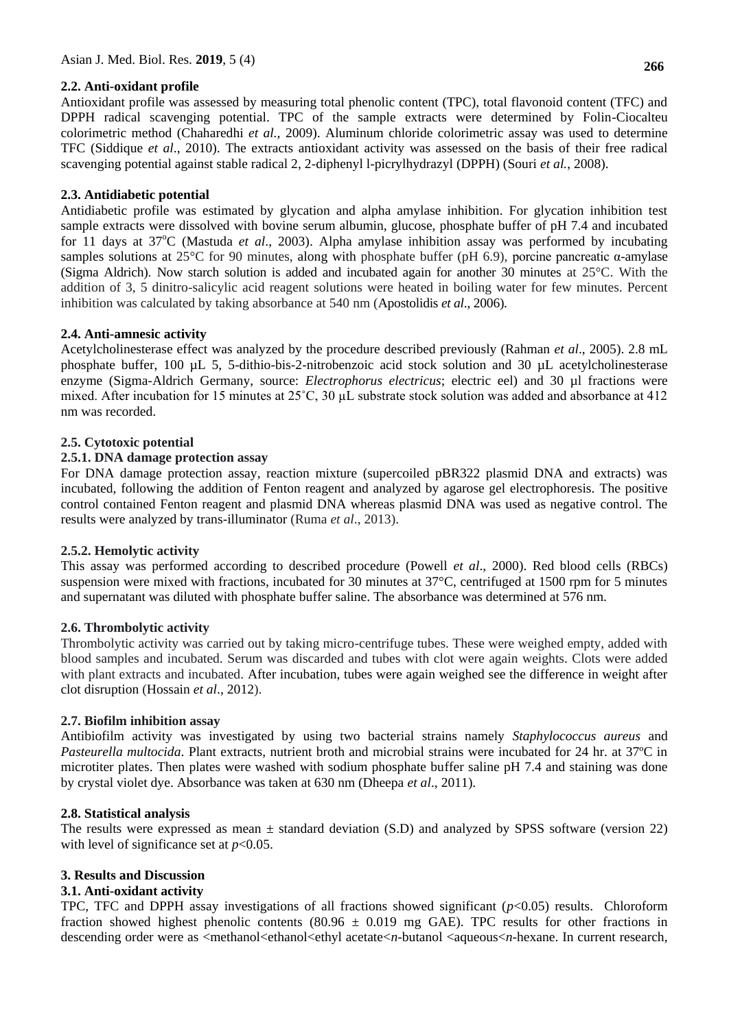### 2.2. Anti-oxidant profile

Antioxidant profile was assessed by measuring total phenolic content (TPC), total flavonoid content (TFC) and DPPH radical scavenging potential. TPC of the sample extracts were determined by Folin-Ciocalteu colorimetric method (Chaharedhi *et al.*, 2009). Aluminum chloride colorimetric assay was used to determine TFC (Siddique *et al*., 2010). The extracts antioxidant activity was assessed on the basis of their free radical scavenging potential against stable radical 2, 2-diphenyl l-picrylhydrazyl (DPPH) (Souri *et al.*, 2008).

### 2.3. Antidiabetic potential

Antidiabetic profile was estimated by glycation and alpha amylase inhibition. For glycation inhibition test sample extracts were dissolved with bovine serum albumin, glucose, phosphate buffer of pH 7.4 and incubated for 11 days at 37$^{o}$C (Mastuda *et al*., 2003). Alpha amylase inhibition assay was performed by incubating samples solutions at 25°C for 90 minutes, along with phosphate buffer (pH 6.9), porcine pancreatic α-amylase (Sigma Aldrich). Now starch solution is added and incubated again for another 30 minutes at 25°C. With the addition of 3, 5 dinitro-salicylic acid reagent solutions were heated in boiling water for few minutes. Percent inhibition was calculated by taking absorbance at 540 nm (Apostolidis *et al*., 2006).

### 2.4. Anti-amnesic activity

Acetylcholinesterase effect was analyzed by the procedure described previously (Rahman *et al*., 2005). 2.8 mL phosphate buffer, 100 µL 5, 5-dithio-bis-2-nitrobenzoic acid stock solution and 30 µL acetylcholinesterase enzyme (Sigma-Aldrich Germany, source: *Electrophorus electricus*; electric eel) and 30 µl fractions were mixed. After incubation for 15 minutes at 25˚C, 30 µL substrate stock solution was added and absorbance at 412 nm was recorded.

### 2.5. Cytotoxic potential

#### 2.5.1. DNA damage protection assay

For DNA damage protection assay, reaction mixture (supercoiled pBR322 plasmid DNA and extracts) was incubated, following the addition of Fenton reagent and analyzed by agarose gel electrophoresis. The positive control contained Fenton reagent and plasmid DNA whereas plasmid DNA was used as negative control. The results were analyzed by trans-illuminator (Ruma *et al*., 2013).

#### 2.5.2. Hemolytic activity

This assay was performed according to described procedure (Powell *et al*., 2000). Red blood cells (RBCs) suspension were mixed with fractions, incubated for 30 minutes at 37°C, centrifuged at 1500 rpm for 5 minutes and supernatant was diluted with phosphate buffer saline. The absorbance was determined at 576 nm.

### 2.6. Thrombolytic activity

Thrombolytic activity was carried out by taking micro-centrifuge tubes. These were weighed empty, added with blood samples and incubated. Serum was discarded and tubes with clot were again weights. Clots were added with plant extracts and incubated. After incubation, tubes were again weighed see the difference in weight after clot disruption (Hossain *et al*., 2012).

### 2.7. Biofilm inhibition assay

Antibiofilm activity was investigated by using two bacterial strains namely *Staphylococcus aureus* and *Pasteurella multocida*. Plant extracts, nutrient broth and microbial strains were incubated for 24 hr. at 37ºC in microtiter plates. Then plates were washed with sodium phosphate buffer saline pH 7.4 and staining was done by crystal violet dye. Absorbance was taken at 630 nm (Dheepa *et al*., 2011).

### 2.8. Statistical analysis

The results were expressed as mean ± standard deviation (S.D) and analyzed by SPSS software (version 22) with level of significance set at $p<0.05$.

## 3. Results and Discussion

### 3.1. Anti-oxidant activity

TPC, TFC and DPPH assay investigations of all fractions showed significant ($p<0.05$) results. Chloroform fraction showed highest phenolic contents (80.96 ± 0.019 mg GAE). TPC results for other fractions in descending order were as <methanol<ethanol<ethyl acetate<*n*-butanol <aqueous<*n*-hexane. In current research,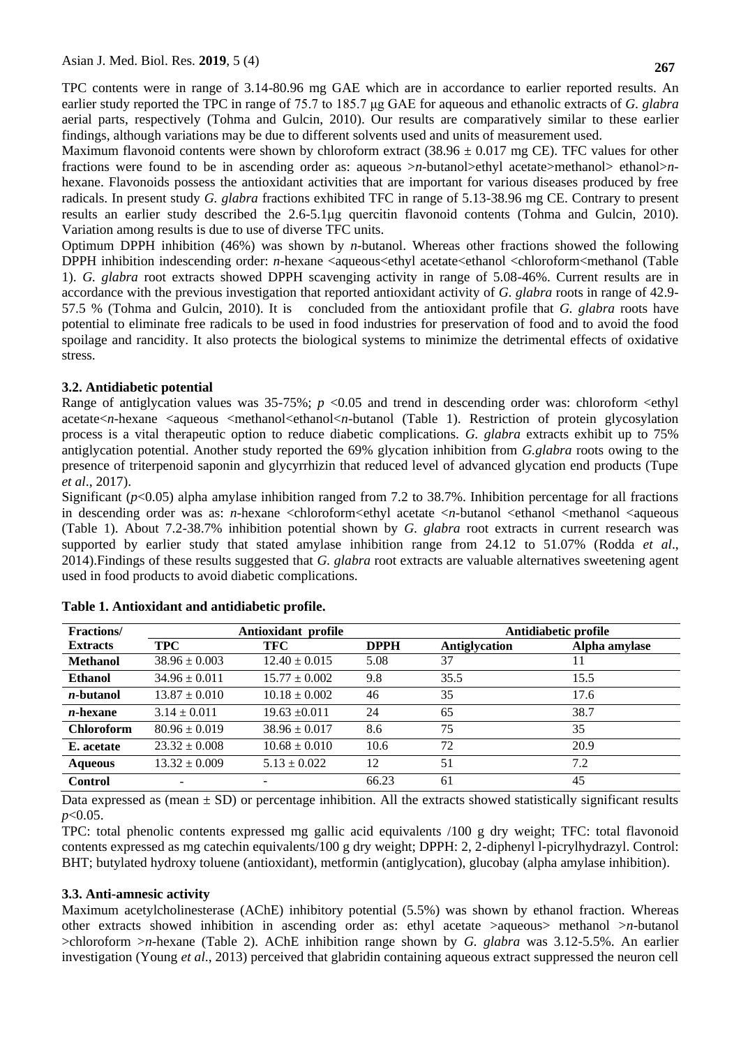TPC contents were in range of 3.14-80.96 mg GAE which are in accordance to earlier reported results. An earlier study reported the TPC in range of 75.7 to 185.7 μg GAE for aqueous and ethanolic extracts of *G. glabra* aerial parts, respectively (Tohma and Gulcin, 2010). Our results are comparatively similar to these earlier findings, although variations may be due to different solvents used and units of measurement used.

Maximum flavonoid contents were shown by chloroform extract (38.96 ± 0.017 mg CE). TFC values for other fractions were found to be in ascending order as: aqueous >*n*-butanol>ethyl acetate>methanol> ethanol>*n*-hexane. Flavonoids possess the antioxidant activities that are important for various diseases produced by free radicals. In present study *G. glabra* fractions exhibited TFC in range of 5.13-38.96 mg CE. Contrary to present results an earlier study described the 2.6-5.1μg quercitin flavonoid contents (Tohma and Gulcin, 2010). Variation among results is due to use of diverse TFC units.

Optimum DPPH inhibition (46%) was shown by *n*-butanol. Whereas other fractions showed the following DPPH inhibition indescending order: *n*-hexane <aqueous<ethyl acetate<ethanol <chloroform<methanol (Table 1). *G. glabra* root extracts showed DPPH scavenging activity in range of 5.08-46%. Current results are in accordance with the previous investigation that reported antioxidant activity of *G. glabra* roots in range of 42.9-57.5 % (Tohma and Gulcin, 2010). It is concluded from the antioxidant profile that *G. glabra* roots have potential to eliminate free radicals to be used in food industries for preservation of food and to avoid the food spoilage and rancidity. It also protects the biological systems to minimize the detrimental effects of oxidative stress.

### 3.2. Antidiabetic potential

Range of antiglycation values was 35-75%; $p$ <0.05 and trend in descending order was: chloroform <ethyl acetate<*n*-hexane <aqueous <methanol<ethanol<*n*-butanol (Table 1). Restriction of protein glycosylation process is a vital therapeutic option to reduce diabetic complications. *G. glabra* extracts exhibit up to 75% antiglycation potential. Another study reported the 69% glycation inhibition from *G.glabra* roots owing to the presence of triterpenoid saponin and glycyrrhizin that reduced level of advanced glycation end products (Tupe *et al*., 2017).

Significant ($p$<0.05) alpha amylase inhibition ranged from 7.2 to 38.7%. Inhibition percentage for all fractions in descending order was as: *n*-hexane <chloroform<ethyl acetate <*n*-butanol <ethanol <methanol <aqueous (Table 1). About 7.2-38.7% inhibition potential shown by *G. glabra* root extracts in current research was supported by earlier study that stated amylase inhibition range from 24.12 to 51.07% (Rodda *et al*., 2014).Findings of these results suggested that *G. glabra* root extracts are valuable alternatives sweetening agent used in food products to avoid diabetic complications.

**Table 1. Antioxidant and antidiabetic profile.**

| Fractions/ | Antioxidant profile | | | Antidiabetic profile | |
|---|---|---|---|---|---|
| **Extracts** | **TPC** | **TFC** | **DPPH** | **Antiglycation** | **Alpha amylase** |
| **Methanol** | 38.96 ± 0.003 | 12.40 ± 0.015 | 5.08 | 37 | 11 |
| **Ethanol** | 34.96 ± 0.011 | 15.77 ± 0.002 | 9.8 | 35.5 | 15.5 |
| ***n*-butanol** | 13.87 ± 0.010 | 10.18 ± 0.002 | 46 | 35 | 17.6 |
| ***n*-hexane** | 3.14 ± 0.011 | 19.63 ±0.011 | 24 | 65 | 38.7 |
| **Chloroform** | 80.96 ± 0.019 | 38.96 ± 0.017 | 8.6 | 75 | 35 |
| **E. acetate** | 23.32 ± 0.008 | 10.68 ± 0.010 | 10.6 | 72 | 20.9 |
| **Aqueous** | 13.32 ± 0.009 | 5.13 ± 0.022 | 12 | 51 | 7.2 |
| **Control** | - | - | 66.23 | 61 | 45 |

Data expressed as (mean ± SD) or percentage inhibition. All the extracts showed statistically significant results $p$<0.05.

TPC: total phenolic contents expressed mg gallic acid equivalents /100 g dry weight; TFC: total flavonoid contents expressed as mg catechin equivalents/100 g dry weight; DPPH: 2, 2-diphenyl l-picrylhydrazyl. Control: BHT; butylated hydroxy toluene (antioxidant), metformin (antiglycation), glucobay (alpha amylase inhibition).

### 3.3. Anti-amnesic activity

Maximum acetylcholinesterase (AChE) inhibitory potential (5.5%) was shown by ethanol fraction. Whereas other extracts showed inhibition in ascending order as: ethyl acetate >aqueous> methanol >*n*-butanol >chloroform >*n*-hexane (Table 2). AChE inhibition range shown by *G. glabra* was 3.12-5.5%. An earlier investigation (Young *et al*., 2013) perceived that glabridin containing aqueous extract suppressed the neuron cell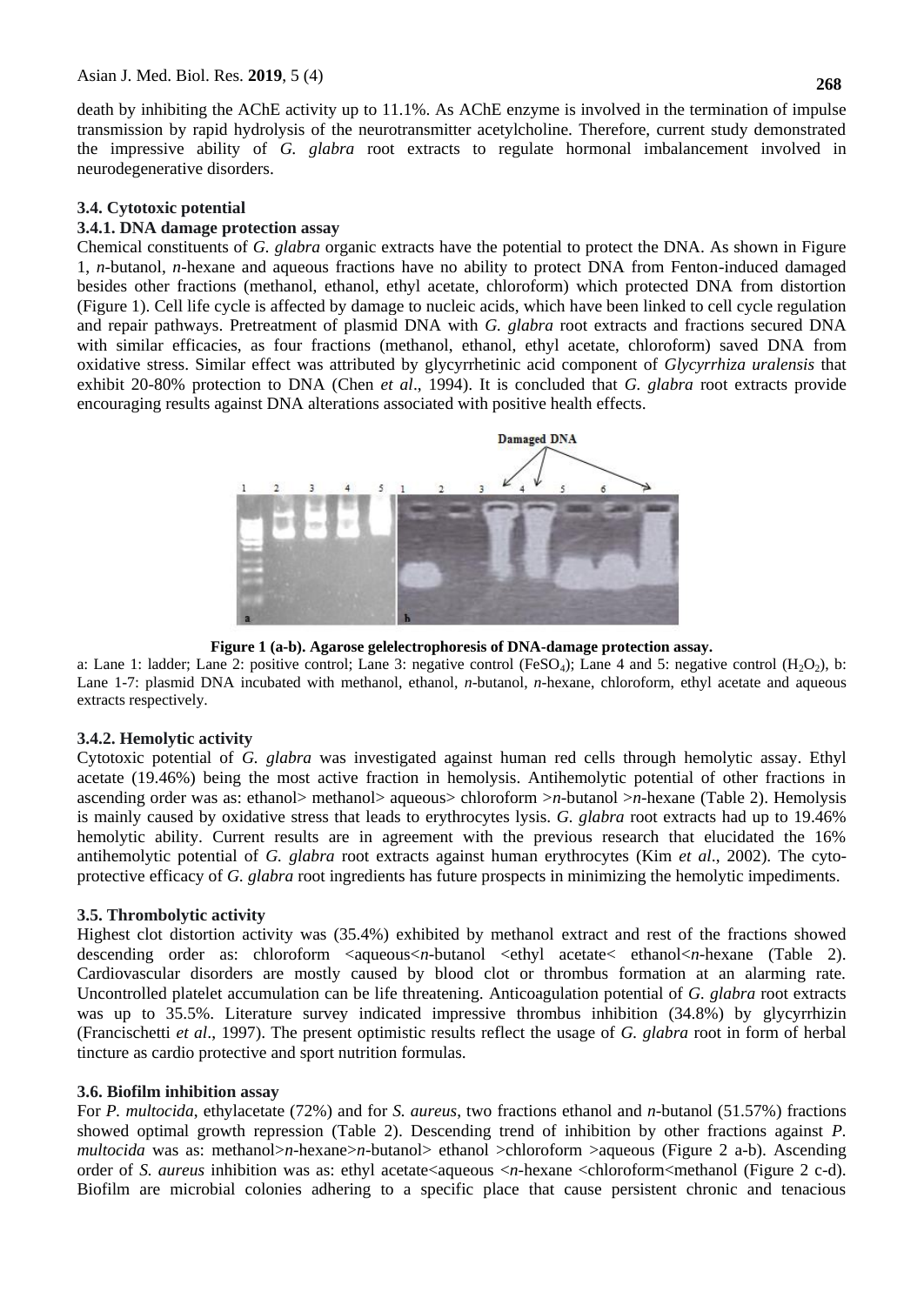death by inhibiting the AChE activity up to 11.1%. As AChE enzyme is involved in the termination of impulse transmission by rapid hydrolysis of the neurotransmitter acetylcholine. Therefore, current study demonstrated the impressive ability of *G. glabra* root extracts to regulate hormonal imbalancement involved in neurodegenerative disorders.

### 3.4. Cytotoxic potential

#### 3.4.1. DNA damage protection assay

Chemical constituents of *G. glabra* organic extracts have the potential to protect the DNA. As shown in Figure 1, *n*-butanol, *n*-hexane and aqueous fractions have no ability to protect DNA from Fenton-induced damaged besides other fractions (methanol, ethanol, ethyl acetate, chloroform) which protected DNA from distortion (Figure 1). Cell life cycle is affected by damage to nucleic acids, which have been linked to cell cycle regulation and repair pathways. Pretreatment of plasmid DNA with *G. glabra* root extracts and fractions secured DNA with similar efficacies, as four fractions (methanol, ethanol, ethyl acetate, chloroform) saved DNA from oxidative stress. Similar effect was attributed by glycyrrhetinic acid component of *Glycyrrhiza uralensis* that exhibit 20-80% protection to DNA (Chen *et al*., 1994). It is concluded that *G. glabra* root extracts provide encouraging results against DNA alterations associated with positive health effects.

**Figure 1 (a-b). Agarose gelelectrophoresis of DNA-damage protection assay.**

a: Lane 1: ladder; Lane 2: positive control; Lane 3: negative control ($FeSO_4$); Lane 4 and 5: negative control ($H_2O_2$), b: Lane 1-7: plasmid DNA incubated with methanol, ethanol, *n*-butanol, *n*-hexane, chloroform, ethyl acetate and aqueous extracts respectively.

#### 3.4.2. Hemolytic activity

Cytotoxic potential of *G. glabra* was investigated against human red cells through hemolytic assay. Ethyl acetate (19.46%) being the most active fraction in hemolysis. Antihemolytic potential of other fractions in ascending order was as: ethanol> methanol> aqueous> chloroform >*n*-butanol >*n*-hexane (Table 2). Hemolysis is mainly caused by oxidative stress that leads to erythrocytes lysis. *G. glabra* root extracts had up to 19.46% hemolytic ability. Current results are in agreement with the previous research that elucidated the 16% antihemolytic potential of *G. glabra* root extracts against human erythrocytes (Kim *et al*., 2002). The cyto-protective efficacy of *G. glabra* root ingredients has future prospects in minimizing the hemolytic impediments.

### 3.5. Thrombolytic activity

Highest clot distortion activity was (35.4%) exhibited by methanol extract and rest of the fractions showed descending order as: chloroform <aqueous<*n*-butanol <ethyl acetate< ethanol<*n*-hexane (Table 2). Cardiovascular disorders are mostly caused by blood clot or thrombus formation at an alarming rate. Uncontrolled platelet accumulation can be life threatening. Anticoagulation potential of *G. glabra* root extracts was up to 35.5%. Literature survey indicated impressive thrombus inhibition (34.8%) by glycyrrhizin (Francischetti *et al*., 1997). The present optimistic results reflect the usage of *G. glabra* root in form of herbal tincture as cardio protective and sport nutrition formulas.

### 3.6. Biofilm inhibition assay

For *P. multocida*, ethylacetate (72%) and for *S. aureus*, two fractions ethanol and *n*-butanol (51.57%) fractions showed optimal growth repression (Table 2). Descending trend of inhibition by other fractions against *P. multocida* was as: methanol>*n*-hexane>*n*-butanol> ethanol >chloroform >aqueous (Figure 2 a-b). Ascending order of *S. aureus* inhibition was as: ethyl acetate<aqueous <*n*-hexane <chloroform<methanol (Figure 2 c-d). Biofilm are microbial colonies adhering to a specific place that cause persistent chronic and tenacious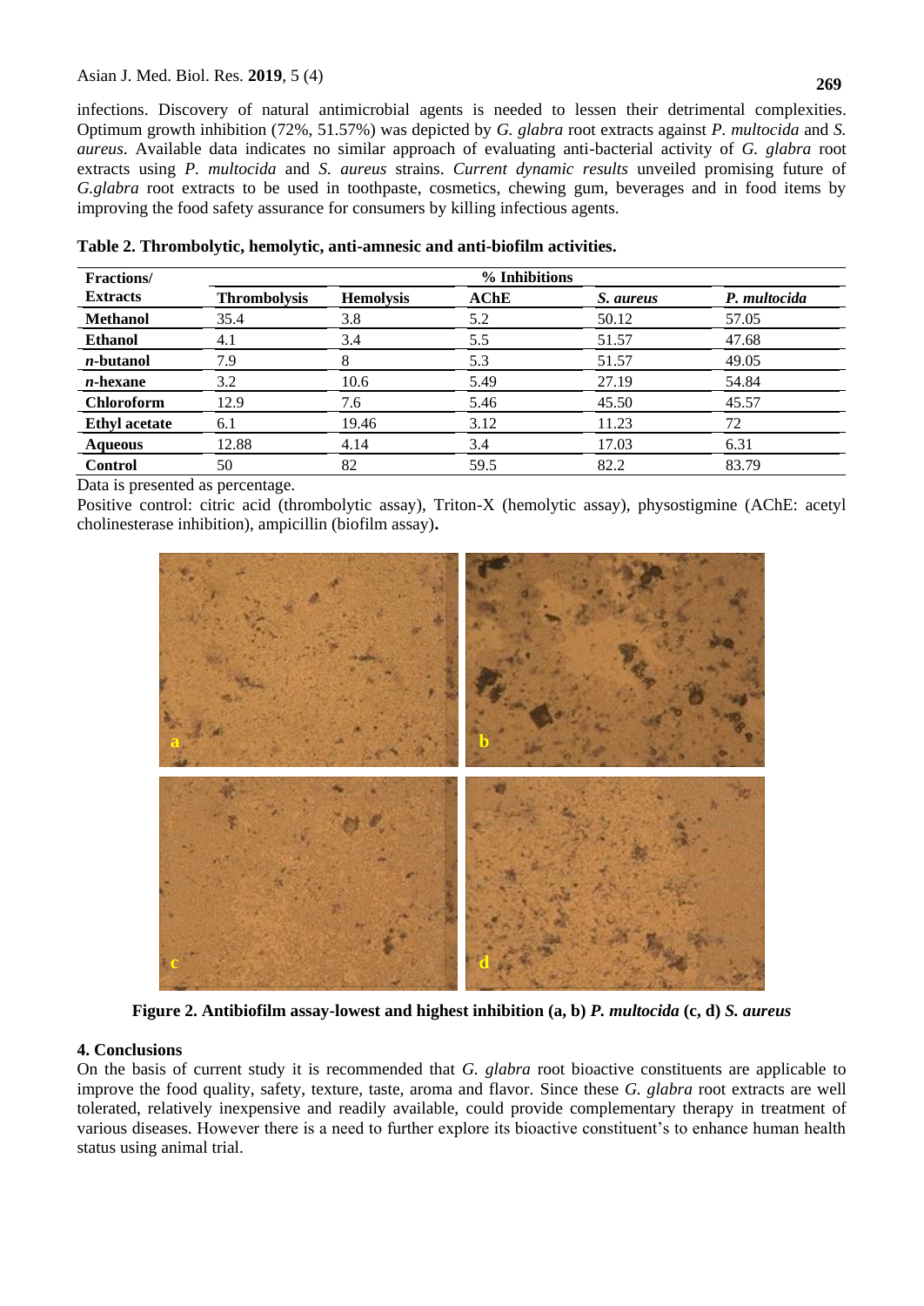infections. Discovery of natural antimicrobial agents is needed to lessen their detrimental complexities. Optimum growth inhibition (72%, 51.57%) was depicted by *G. glabra* root extracts against *P. multocida* and *S. aureus*. Available data indicates no similar approach of evaluating anti-bacterial activity of *G. glabra* root extracts using *P. multocida* and *S. aureus* strains. *Current dynamic results* unveiled promising future of *G.glabra* root extracts to be used in toothpaste, cosmetics, chewing gum, beverages and in food items by improving the food safety assurance for consumers by killing infectious agents.

**Table 2. Thrombolytic, hemolytic, anti-amnesic and anti-biofilm activities.**

| Fractions/ Extracts | % Inhibitions | | | | |
|---|---|---|---|---|---|
| | **Thrombolysis** | **Hemolysis** | **AChE** | ***S. aureus*** | ***P. multocida*** |
| **Methanol** | 35.4 | 3.8 | 5.2 | 50.12 | 57.05 |
| **Ethanol** | 4.1 | 3.4 | 5.5 | 51.57 | 47.68 |
| ***n*-butanol** | 7.9 | 8 | 5.3 | 51.57 | 49.05 |
| ***n*-hexane** | 3.2 | 10.6 | 5.49 | 27.19 | 54.84 |
| **Chloroform** | 12.9 | 7.6 | 5.46 | 45.50 | 45.57 |
| **Ethyl acetate** | 6.1 | 19.46 | 3.12 | 11.23 | 72 |
| **Aqueous** | 12.88 | 4.14 | 3.4 | 17.03 | 6.31 |
| **Control** | 50 | 82 | 59.5 | 82.2 | 83.79 |

Data is presented as percentage.

Positive control: citric acid (thrombolytic assay), Triton-X (hemolytic assay), physostigmine (AChE: acetyl cholinesterase inhibition), ampicillin (biofilm assay)**.**

**Figure 2. Antibiofilm assay-lowest and highest inhibition (a, b) *P. multocida* (c, d) *S. aureus***

## 4. Conclusions

On the basis of current study it is recommended that *G. glabra* root bioactive constituents are applicable to improve the food quality, safety, texture, taste, aroma and flavor. Since these *G. glabra* root extracts are well tolerated, relatively inexpensive and readily available, could provide complementary therapy in treatment of various diseases. However there is a need to further explore its bioactive constituent's to enhance human health status using animal trial.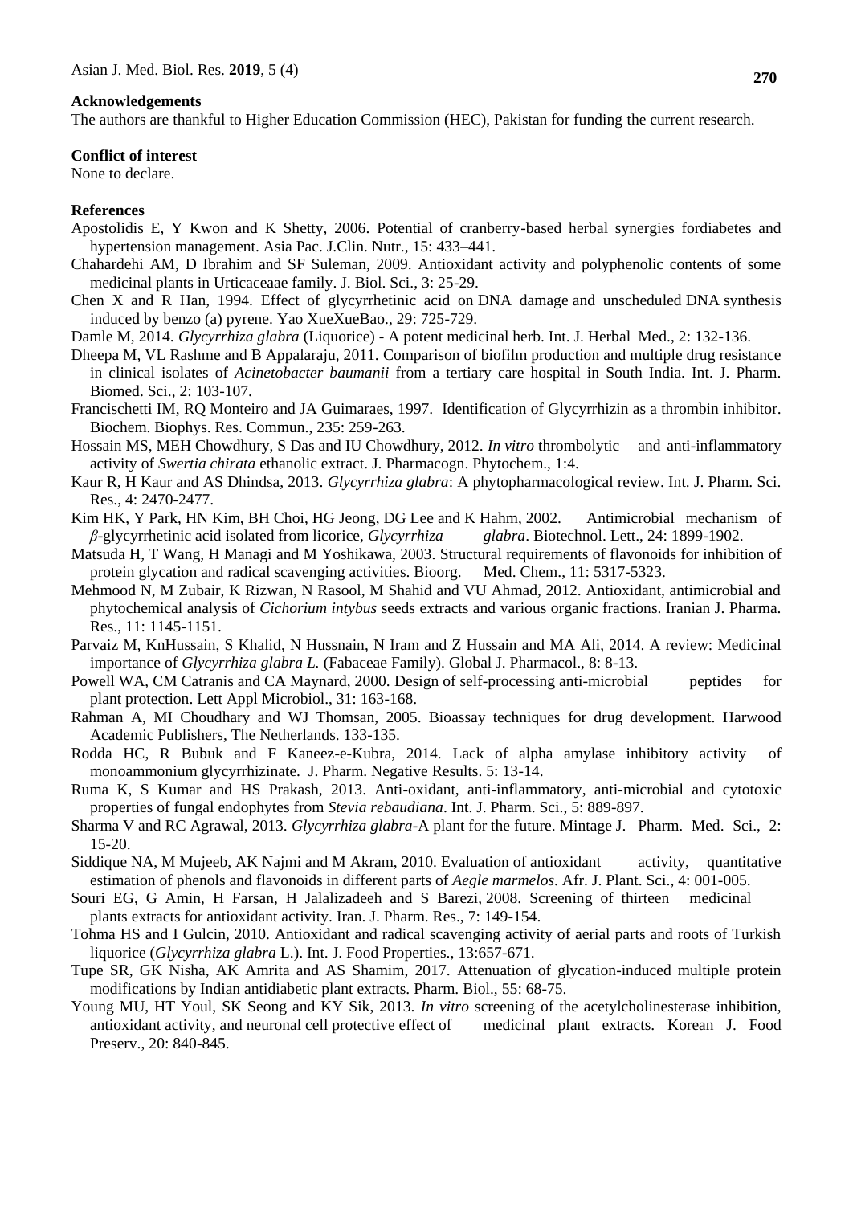### Acknowledgements

The authors are thankful to Higher Education Commission (HEC), Pakistan for funding the current research.

### Conflict of interest

None to declare.

### References

Apostolidis E, Y Kwon and K Shetty, 2006. Potential of cranberry-based herbal synergies fordiabetes and hypertension management. Asia Pac. J.Clin. Nutr., 15: 433–441.

Chahardehi AM, D Ibrahim and SF Suleman, 2009. Antioxidant activity and polyphenolic contents of some medicinal plants in Urticaceaae family. J. Biol. Sci., 3: 25-29.

Chen X and R Han, 1994. Effect of glycyrrhetinic acid on DNA damage and unscheduled DNA synthesis induced by benzo (a) pyrene. Yao XueXueBao., 29: 725-729.

Damle M, 2014. *Glycyrrhiza glabra* (Liquorice) - A potent medicinal herb. Int. J. Herbal Med., 2: 132-136.

Dheepa M, VL Rashme and B Appalaraju, 2011. Comparison of biofilm production and multiple drug resistance in clinical isolates of *Acinetobacter baumanii* from a tertiary care hospital in South India. Int. J. Pharm. Biomed. Sci., 2: 103-107.

Francischetti IM, RQ Monteiro and JA Guimaraes, 1997. Identification of Glycyrrhizin as a thrombin inhibitor. Biochem. Biophys. Res. Commun., 235: 259-263.

Hossain MS, MEH Chowdhury, S Das and IU Chowdhury, 2012. *In vitro* thrombolytic and anti-inflammatory activity of *Swertia chirata* ethanolic extract. J. Pharmacogn. Phytochem., 1:4.

Kaur R, H Kaur and AS Dhindsa, 2013. *Glycyrrhiza glabra*: A phytopharmacological review. Int. J. Pharm. Sci. Res., 4: 2470-2477.

Kim HK, Y Park, HN Kim, BH Choi, HG Jeong, DG Lee and K Hahm, 2002. Antimicrobial mechanism of *β*-glycyrrhetinic acid isolated from licorice, *Glycyrrhiza glabra*. Biotechnol. Lett., 24: 1899-1902.

Matsuda H, T Wang, H Managi and M Yoshikawa, 2003. Structural requirements of flavonoids for inhibition of protein glycation and radical scavenging activities. Bioorg. Med. Chem., 11: 5317-5323.

Mehmood N, M Zubair, K Rizwan, N Rasool, M Shahid and VU Ahmad, 2012. Antioxidant, antimicrobial and phytochemical analysis of *Cichorium intybus* seeds extracts and various organic fractions. Iranian J. Pharma. Res., 11: 1145-1151.

Parvaiz M, KnHussain, S Khalid, N Hussnain, N Iram and Z Hussain and MA Ali, 2014. A review: Medicinal importance of *Glycyrrhiza glabra L.* (Fabaceae Family). Global J. Pharmacol., 8: 8-13.

Powell WA, CM Catranis and CA Maynard, 2000. Design of self-processing anti-microbial peptides for plant protection. Lett Appl Microbiol., 31: 163-168.

Rahman A, MI Choudhary and WJ Thomsan, 2005. Bioassay techniques for drug development. Harwood Academic Publishers, The Netherlands. 133-135.

Rodda HC, R Bubuk and F Kaneez-e-Kubra, 2014. Lack of alpha amylase inhibitory activity of monoammonium glycyrrhizinate. J. Pharm. Negative Results. 5: 13-14.

Ruma K, S Kumar and HS Prakash, 2013. Anti-oxidant, anti-inflammatory, anti-microbial and cytotoxic properties of fungal endophytes from *Stevia rebaudiana*. Int. J. Pharm. Sci., 5: 889-897.

Sharma V and RC Agrawal, 2013. *Glycyrrhiza glabra*-A plant for the future. Mintage J. Pharm. Med. Sci., 2: 15-20.

Siddique NA, M Mujeeb, AK Najmi and M Akram, 2010. Evaluation of antioxidant activity, quantitative estimation of phenols and flavonoids in different parts of *Aegle marmelos*. Afr. J. Plant. Sci., 4: 001-005.

Souri EG, G Amin, H Farsan, H Jalalizadeeh and S Barezi, 2008. Screening of thirteen medicinal plants extracts for antioxidant activity. Iran. J. Pharm. Res., 7: 149-154.

Tohma HS and I Gulcin, 2010. Antioxidant and radical scavenging activity of aerial parts and roots of Turkish liquorice (*Glycyrrhiza glabra* L.). Int. J. Food Properties., 13:657-671.

Tupe SR, GK Nisha, AK Amrita and AS Shamim, 2017. Attenuation of glycation-induced multiple protein modifications by Indian antidiabetic plant extracts. Pharm. Biol., 55: 68-75.

Young MU, HT Youl, SK Seong and KY Sik, 2013. *In vitro* screening of the acetylcholinesterase inhibition, antioxidant activity, and neuronal cell protective effect of medicinal plant extracts. Korean J. Food Preserv., 20: 840-845.